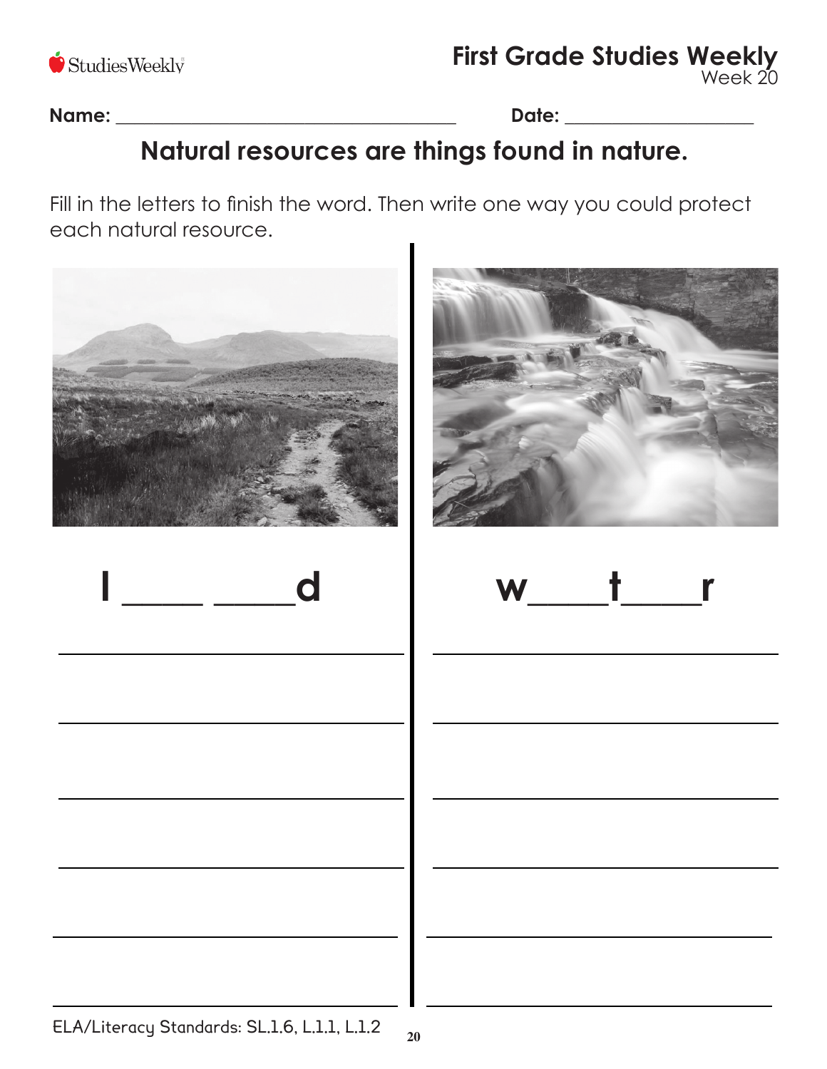# Natural resources are things found in nature.

Name: ______________________________ Date: __________________

Fill in the letters to finish the word. Then write one way you could protect each natural resource.

**l ____ ____d**

______________________________

______________________________

______________________________

______________________________

______________________________

______________________________

**w____t____r**

______________________________

______________________________

______________________________

______________________________

______________________________

______________________________

ELA/Literacy Standards: SL.1.6, L.1.1, L.1.2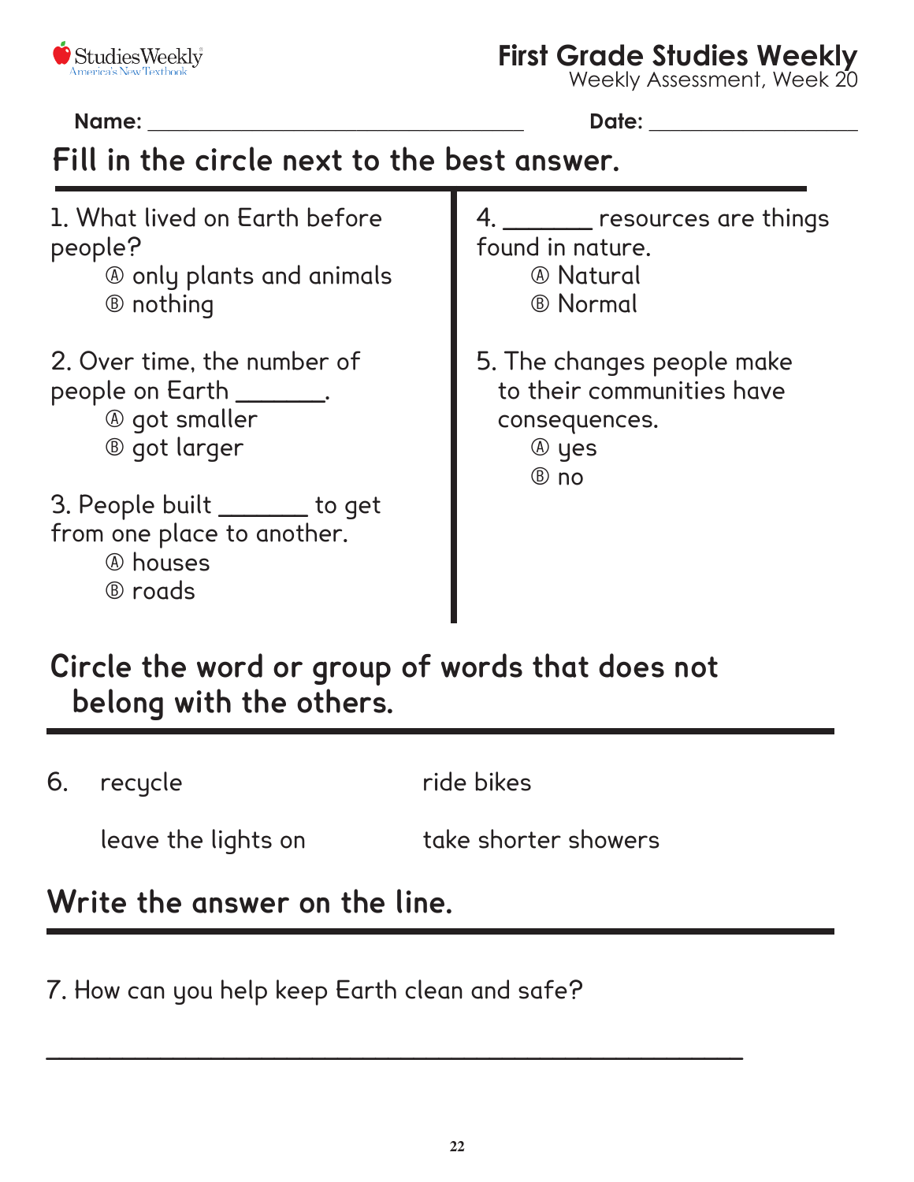# First Grade Studies Weekly

Weekly Assessment, Week 20

**Name:** ______________________________ **Date:** __________________

## Fill in the circle next to the best answer.

1. What lived on Earth before people?
   - Ⓐ only plants and animals
   - Ⓑ nothing

2. Over time, the number of people on Earth _______.
   - Ⓐ got smaller
   - Ⓑ got larger

3. People built _______ to get from one place to another.
   - Ⓐ houses
   - Ⓑ roads

4. _______ resources are things found in nature.
   - Ⓐ Natural
   - Ⓑ Normal

5. The changes people make to their communities have consequences.
   - Ⓐ yes
   - Ⓑ no

## Circle the word or group of words that does not belong with the others.

6. recycle | ride bikes | leave the lights on | take shorter showers

## Write the answer on the line.

7. How can you help keep Earth clean and safe?

_______________________________________________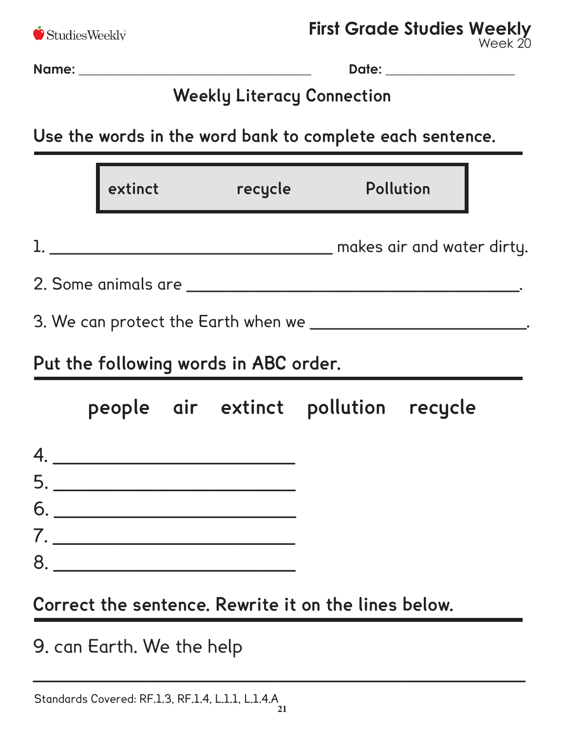**First Grade Studies Weekly**
Week 20

**Name:** ______________________________ **Date:** ____________________

## Weekly Literacy Connection

### Use the words in the word bank to complete each sentence.

| extinct | recycle | Pollution |
|---|---|---|

1. ______________________________ makes air and water dirty.

2. Some animals are ______________________________.

3. We can protect the Earth when we ______________________.

### Put the following words in ABC order.

**people air extinct pollution recycle**

4. ______________________
5. ______________________
6. ______________________
7. ______________________
8. ______________________

### Correct the sentence. Rewrite it on the lines below.

9. can Earth. We the help

__________________________________________________

Standards Covered: RF.1.3, RF.1.4, L.1.1, L.1.4.A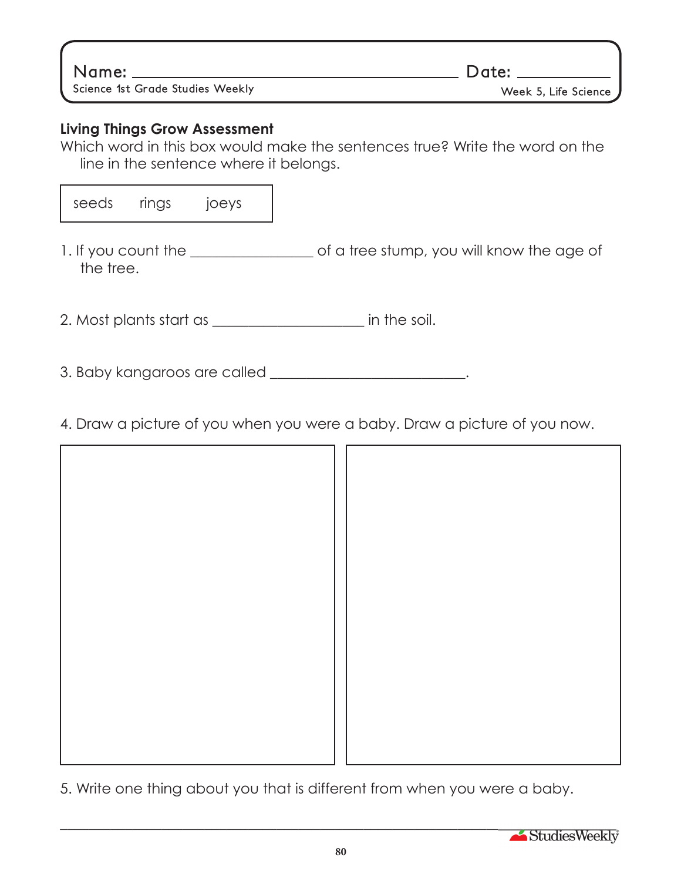Name: ______________________________ Date: __________

Science 1st Grade Studies Weekly

Week 5, Life Science

**Living Things Grow Assessment**

Which word in this box would make the sentences true? Write the word on the line in the sentence where it belongs.

| seeds | rings | joeys |
|---|---|---|

1. If you count the ________________ of a tree stump, you will know the age of the tree.

2. Most plants start as ____________________ in the soil.

3. Baby kangaroos are called __________________________.

4. Draw a picture of you when you were a baby. Draw a picture of you now.

5. Write one thing about you that is different from when you were a baby.

________________________________________________________________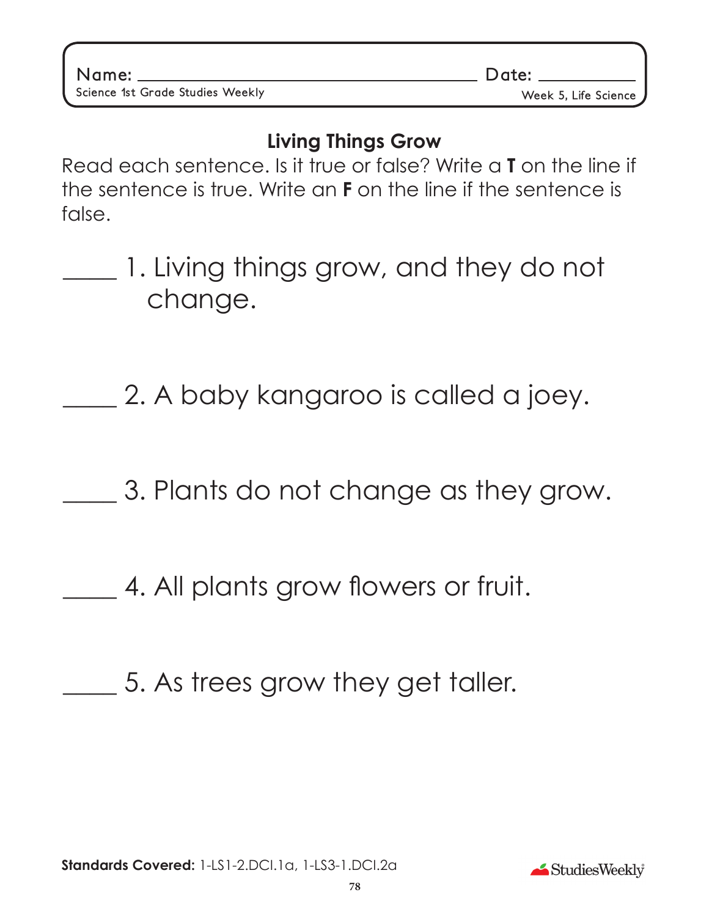Name: ______________________________ Date: __________

Science 1st Grade Studies Weekly — Week 5, Life Science

## Living Things Grow

Read each sentence. Is it true or false? Write a **T** on the line if the sentence is true. Write an **F** on the line if the sentence is false.

____ 1. Living things grow, and they do not change.

____ 2. A baby kangaroo is called a joey.

____ 3. Plants do not change as they grow.

____ 4. All plants grow flowers or fruit.

____ 5. As trees grow they get taller.

**Standards Covered:** 1-LS1-2.DCI.1a, 1-LS3-1.DCI.2a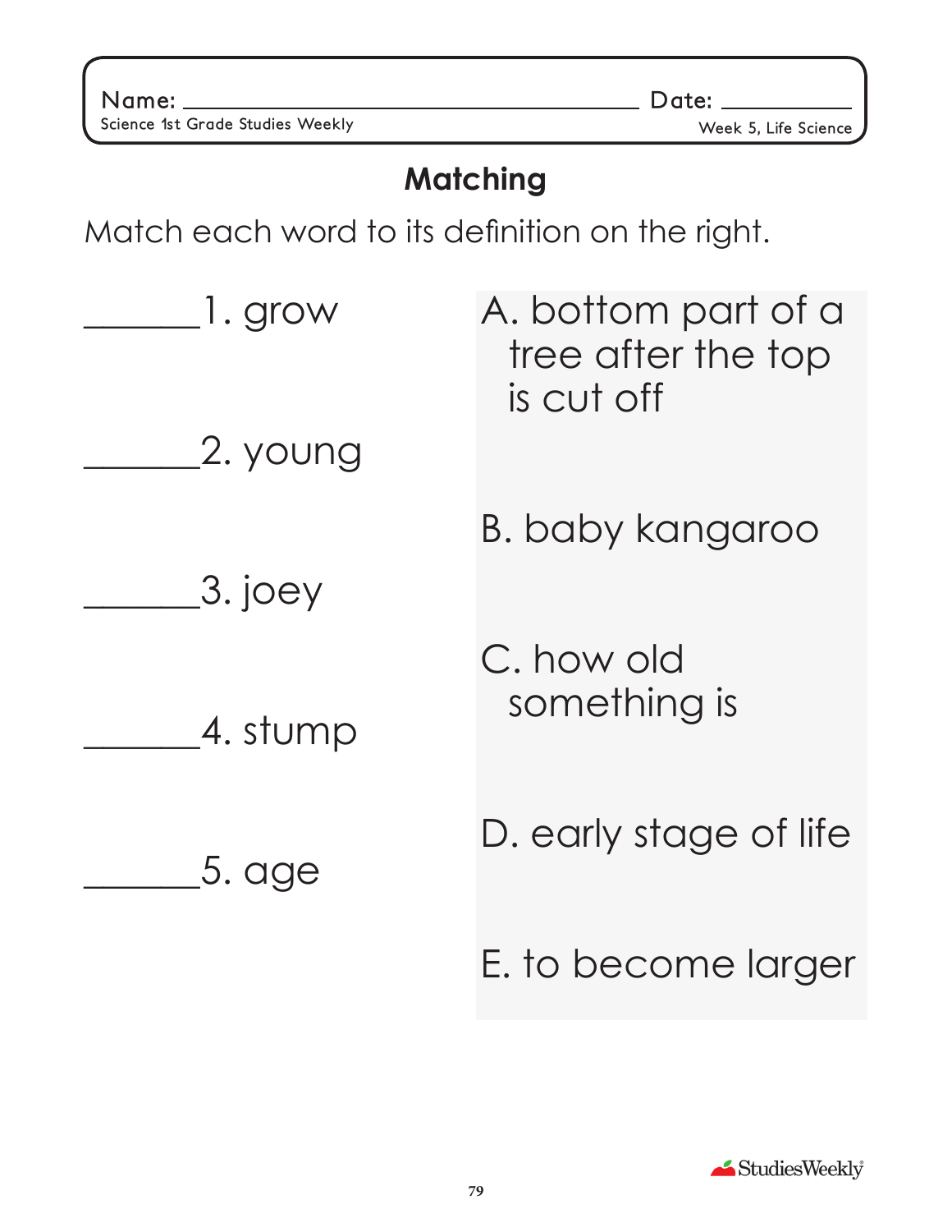Name: ______________________________ Date: __________

Science 1st Grade Studies Weekly

Week 5, Life Science

## Matching

Match each word to its definition on the right.

______1. grow

______2. young

______3. joey

______4. stump

______5. age

A. bottom part of a tree after the top is cut off

B. baby kangaroo

C. how old something is

D. early stage of life

E. to become larger